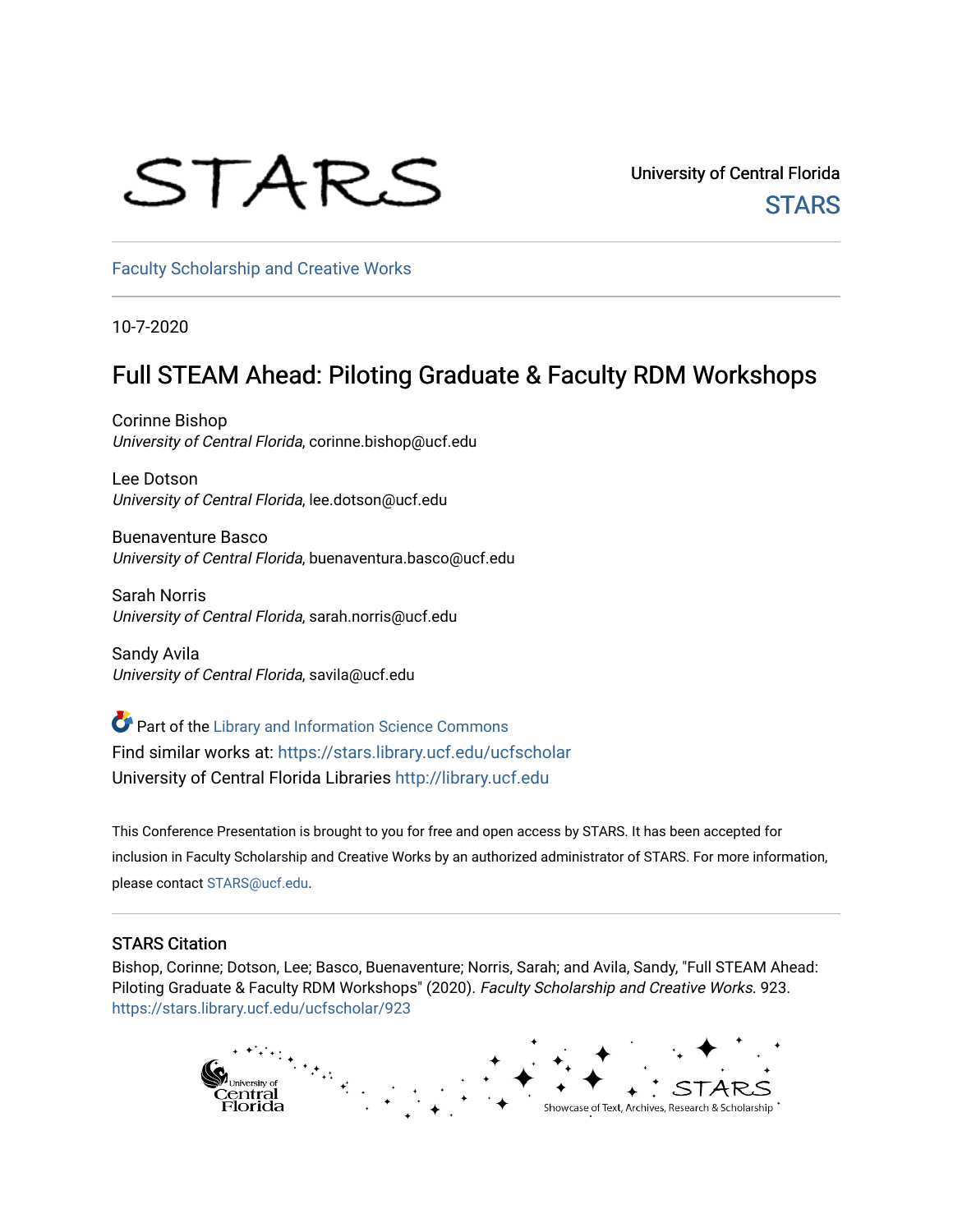STARS

University of Central Florida
STARS

Faculty Scholarship and Creative Works

10-7-2020

# Full STEAM Ahead: Piloting Graduate & Faculty RDM Workshops

Corinne Bishop
*University of Central Florida*, corinne.bishop@ucf.edu

Lee Dotson
*University of Central Florida*, lee.dotson@ucf.edu

Buenaventure Basco
*University of Central Florida*, buenaventura.basco@ucf.edu

Sarah Norris
*University of Central Florida*, sarah.norris@ucf.edu

Sandy Avila
*University of Central Florida*, savila@ucf.edu

Part of the Library and Information Science Commons
Find similar works at: https://stars.library.ucf.edu/ucfscholar
University of Central Florida Libraries http://library.ucf.edu

This Conference Presentation is brought to you for free and open access by STARS. It has been accepted for inclusion in Faculty Scholarship and Creative Works by an authorized administrator of STARS. For more information, please contact STARS@ucf.edu.

## STARS Citation

Bishop, Corinne; Dotson, Lee; Basco, Buenaventure; Norris, Sarah; and Avila, Sandy, "Full STEAM Ahead: Piloting Graduate & Faculty RDM Workshops" (2020). *Faculty Scholarship and Creative Works*. 923.
https://stars.library.ucf.edu/ucfscholar/923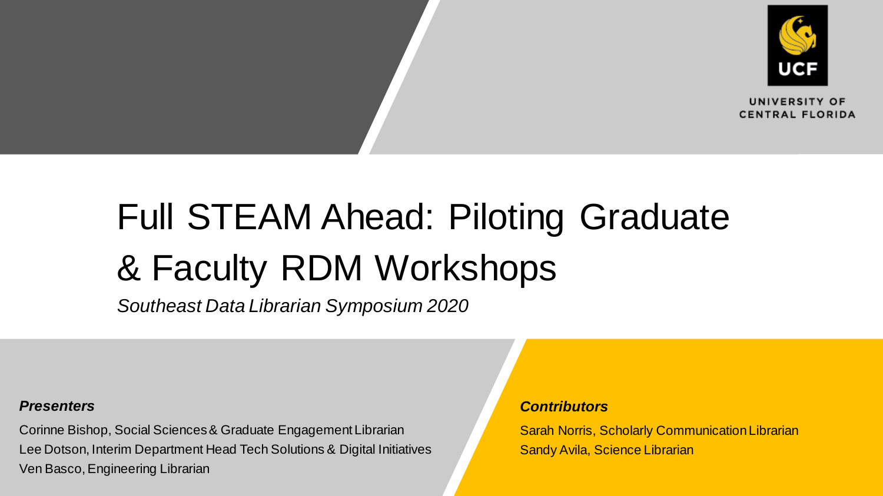UNIVERSITY OF CENTRAL FLORIDA

# Full STEAM Ahead: Piloting Graduate & Faculty RDM Workshops

*Southeast Data Librarian Symposium 2020*

***Presenters***

Corinne Bishop, Social Sciences & Graduate Engagement Librarian
Lee Dotson, Interim Department Head Tech Solutions & Digital Initiatives
Ven Basco, Engineering Librarian

***Contributors***

Sarah Norris, Scholarly Communication Librarian
Sandy Avila, Science Librarian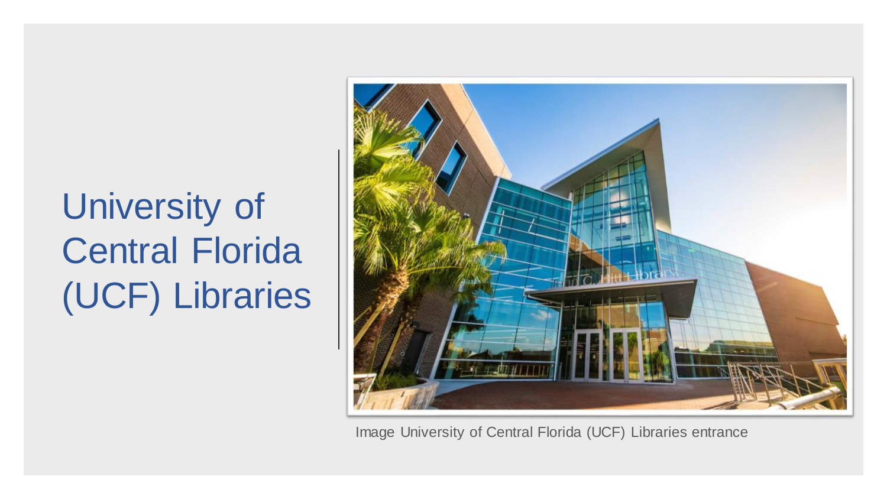# University of Central Florida (UCF) Libraries

Image University of Central Florida (UCF) Libraries entrance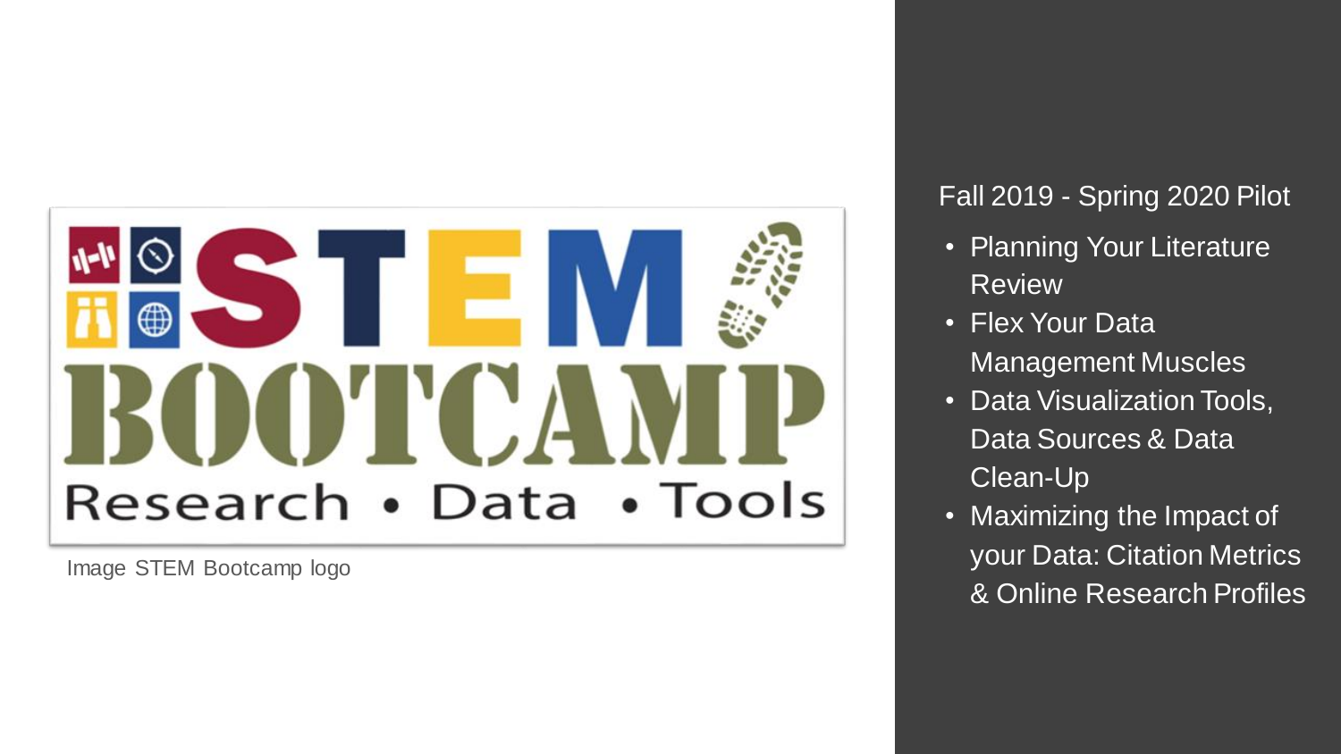Image STEM Bootcamp logo

Fall 2019 - Spring 2020 Pilot

- Planning Your Literature Review
- Flex Your Data Management Muscles
- Data Visualization Tools, Data Sources & Data Clean-Up
- Maximizing the Impact of your Data: Citation Metrics & Online Research Profiles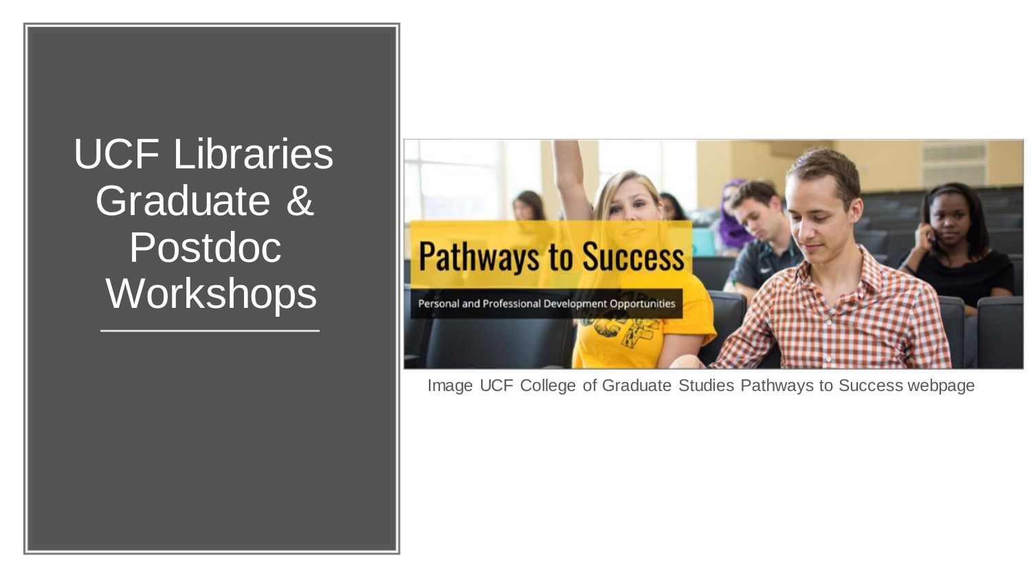# UCF Libraries Graduate & Postdoc Workshops

Image UCF College of Graduate Studies Pathways to Success webpage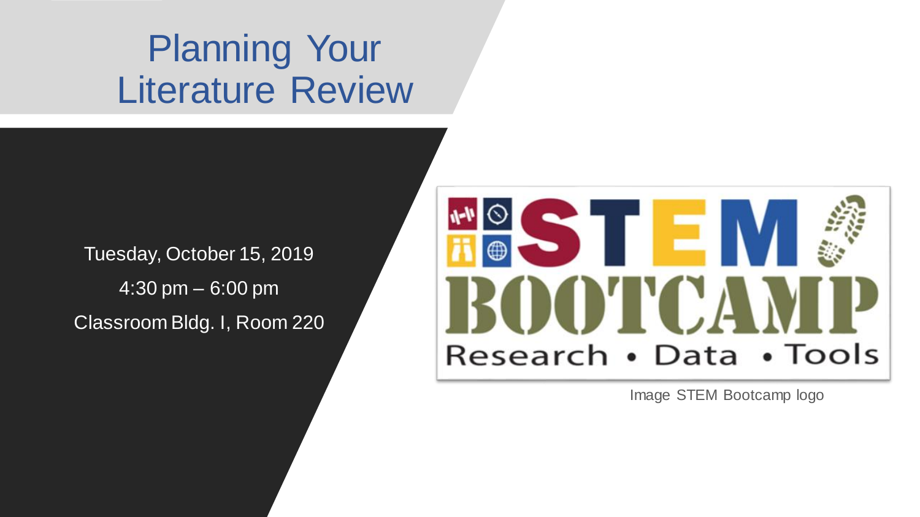# Planning Your Literature Review

Tuesday, October 15, 2019

4:30 pm – 6:00 pm

Classroom Bldg. I, Room 220

Image STEM Bootcamp logo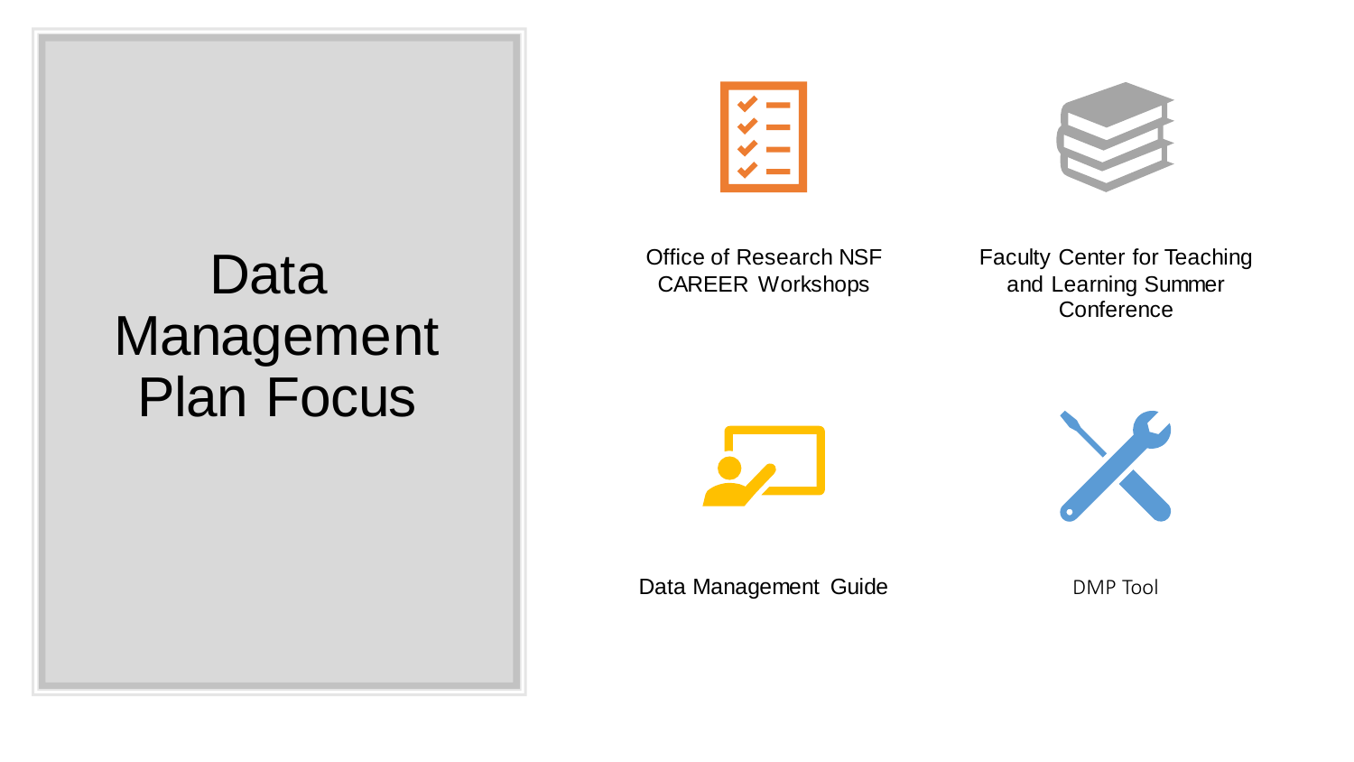# Data Management Plan Focus

Office of Research NSF CAREER Workshops

Faculty Center for Teaching and Learning Summer Conference

Data Management Guide

DMP Tool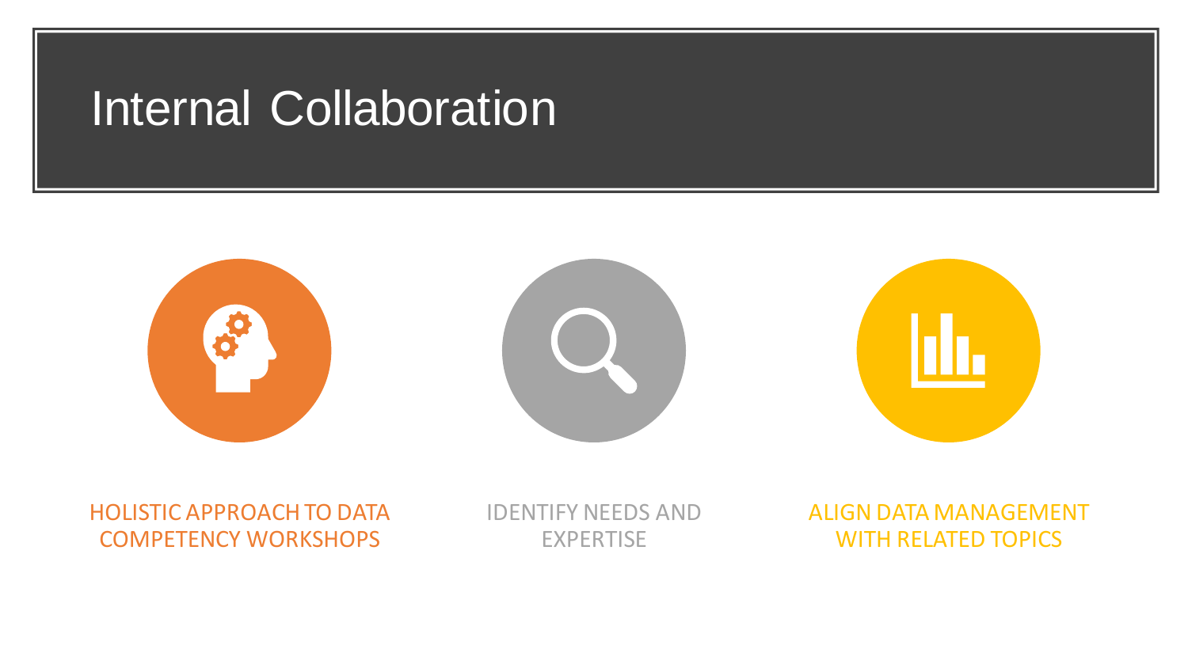# Internal Collaboration

- HOLISTIC APPROACH TO DATA COMPETENCY WORKSHOPS
- IDENTIFY NEEDS AND EXPERTISE
- ALIGN DATA MANAGEMENT WITH RELATED TOPICS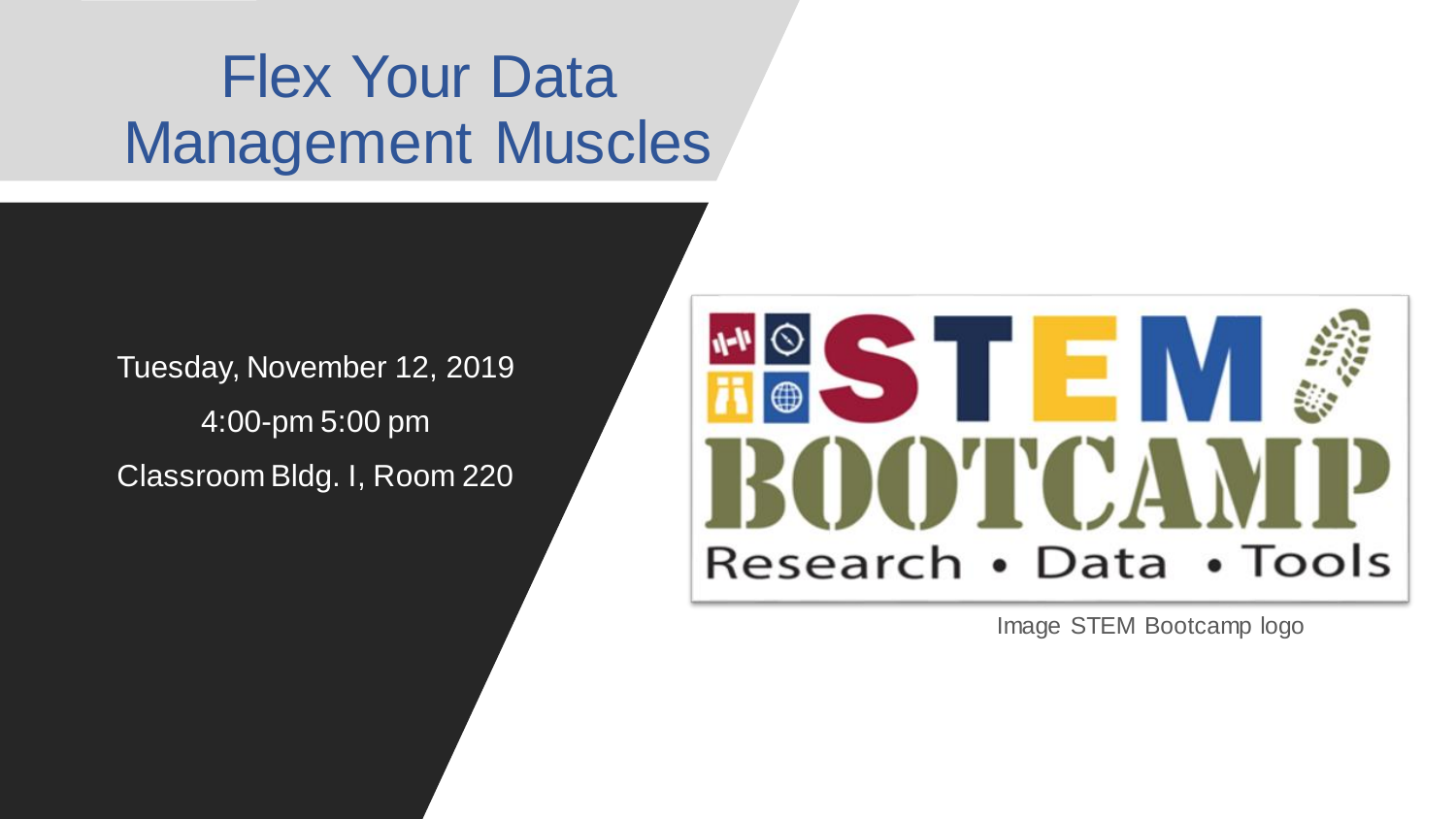# Flex Your Data Management Muscles

Tuesday, November 12, 2019

4:00-pm 5:00 pm

Classroom Bldg. I, Room 220

Image STEM Bootcamp logo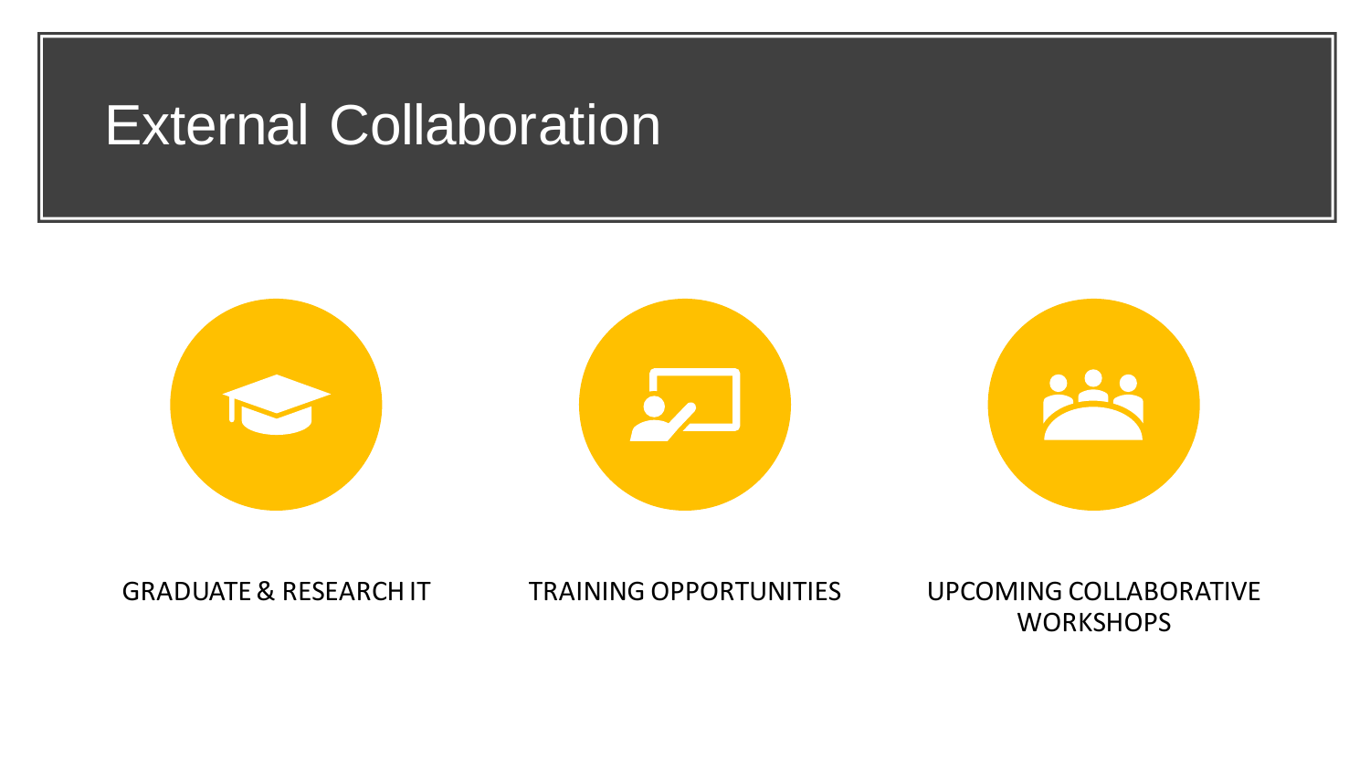# External Collaboration

GRADUATE & RESEARCH IT

TRAINING OPPORTUNITIES

UPCOMING COLLABORATIVE WORKSHOPS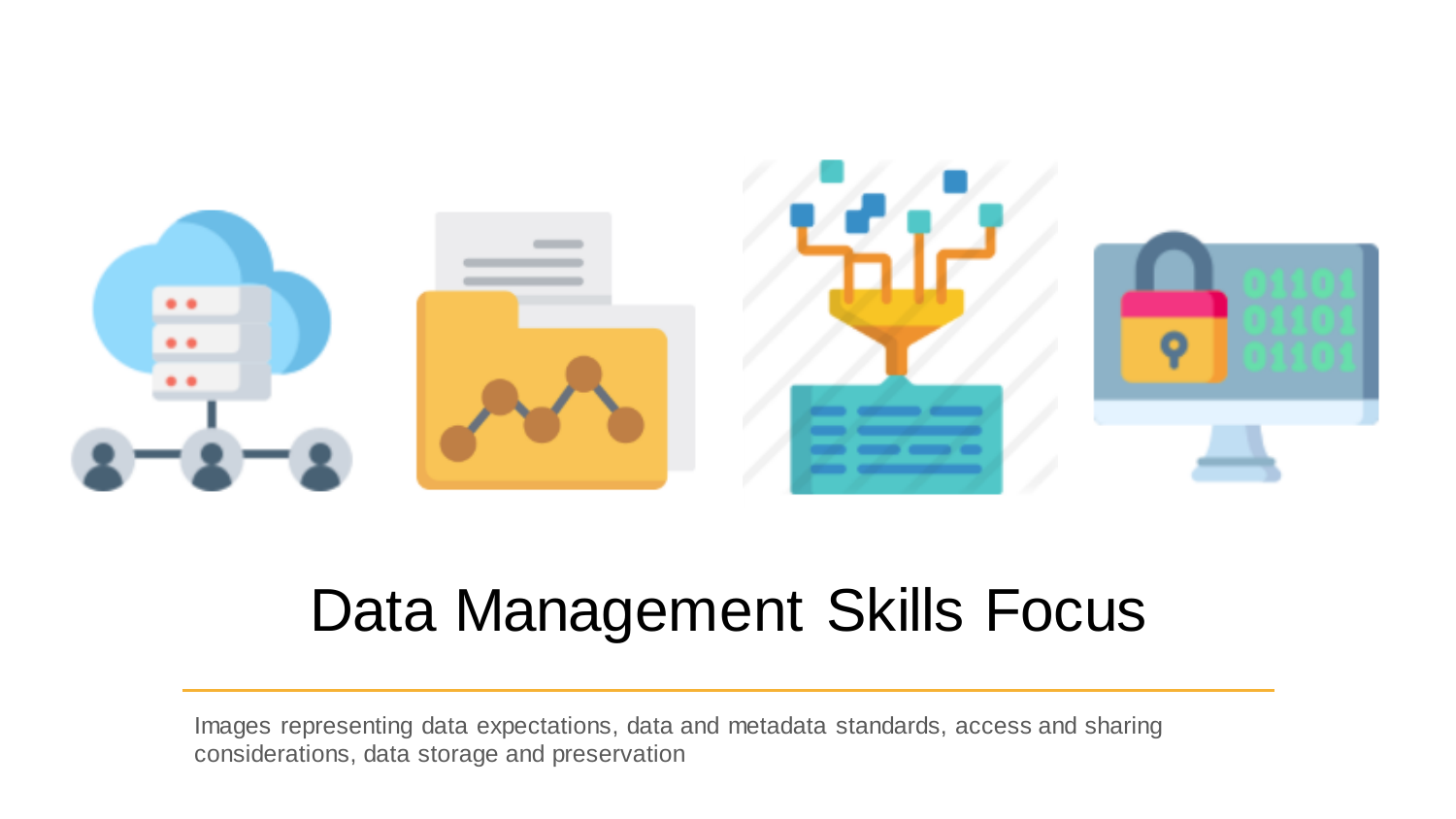# Data Management Skills Focus

Images representing data expectations, data and metadata standards, access and sharing considerations, data storage and preservation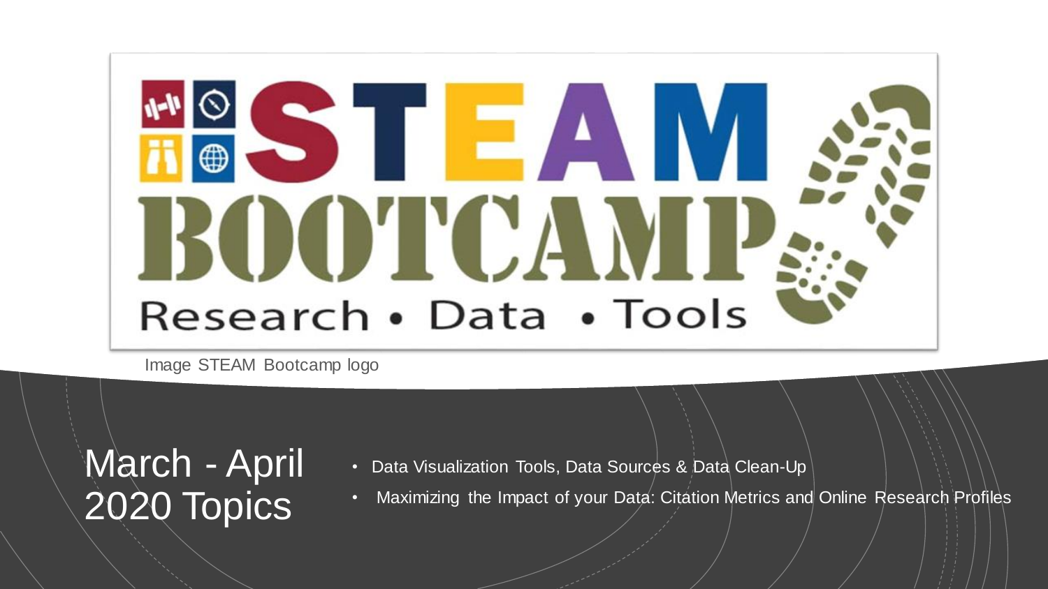Image STEAM Bootcamp logo

# March - April 2020 Topics

- Data Visualization Tools, Data Sources & Data Clean-Up
- Maximizing the Impact of your Data: Citation Metrics and Online Research Profiles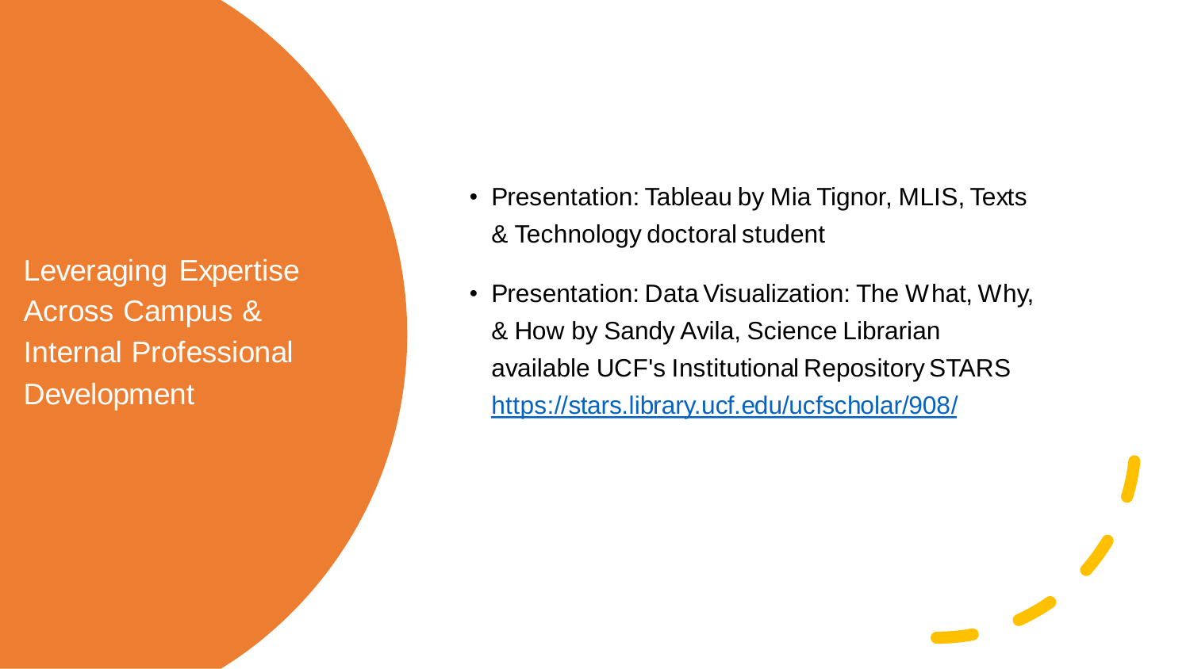# Leveraging Expertise Across Campus & Internal Professional Development

- Presentation: Tableau by Mia Tignor, MLIS, Texts & Technology doctoral student
- Presentation: Data Visualization: The What, Why, & How by Sandy Avila, Science Librarian available UCF's Institutional Repository STARS https://stars.library.ucf.edu/ucfscholar/908/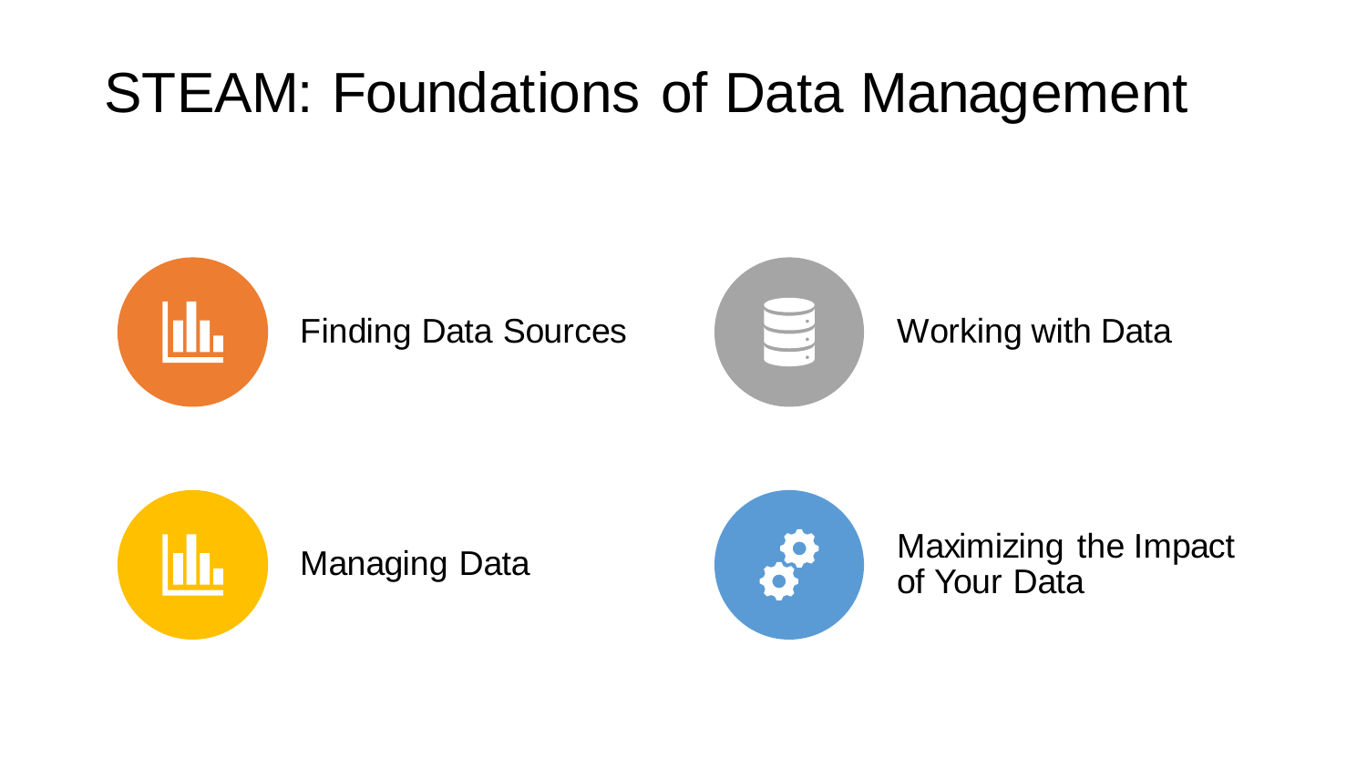# STEAM: Foundations of Data Management

- Finding Data Sources
- Working with Data
- Managing Data
- Maximizing the Impact of Your Data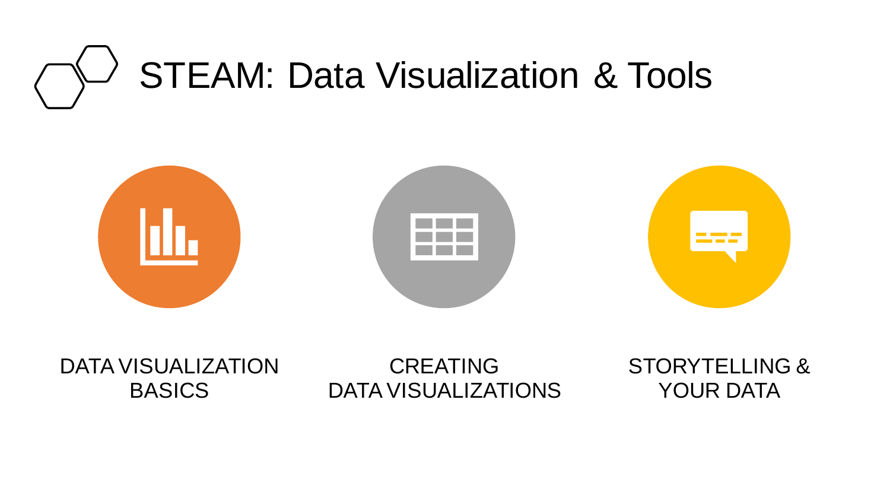# STEAM: Data Visualization & Tools

DATA VISUALIZATION BASICS

CREATING DATA VISUALIZATIONS

STORYTELLING & YOUR DATA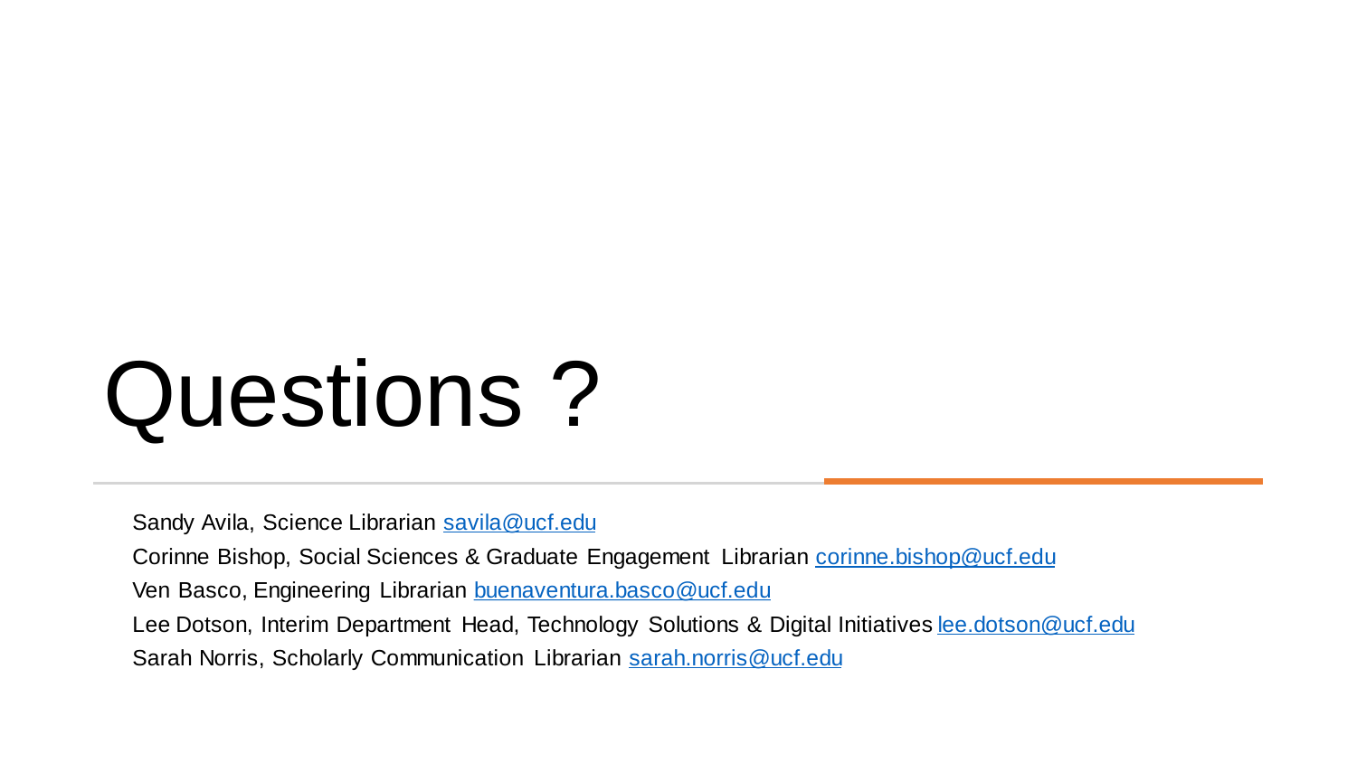# Questions ?

Sandy Avila, Science Librarian savila@ucf.edu

Corinne Bishop, Social Sciences & Graduate Engagement Librarian corinne.bishop@ucf.edu

Ven Basco, Engineering Librarian buenaventura.basco@ucf.edu

Lee Dotson, Interim Department Head, Technology Solutions & Digital Initiatives lee.dotson@ucf.edu

Sarah Norris, Scholarly Communication Librarian sarah.norris@ucf.edu